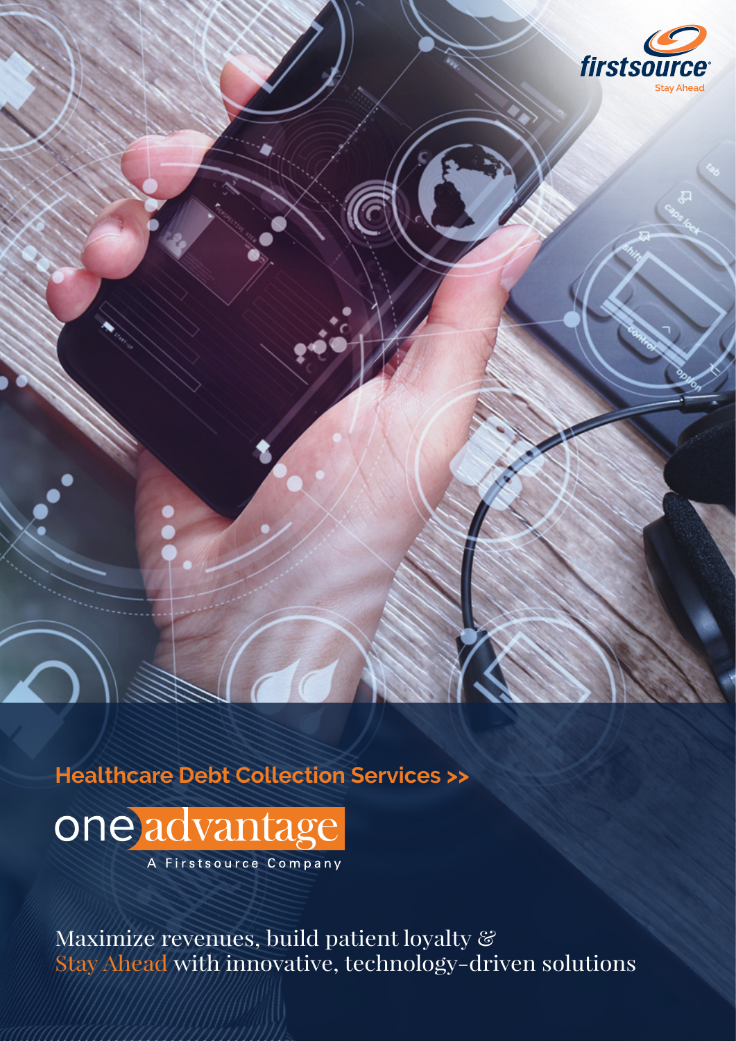firstsource

Stay Ahead

**Healthcare Debt Collection Services >>**

# one advantage

A Firstsource Company

Maximize revenues, build patient loyalty &
Stay Ahead with innovative, technology-driven solutions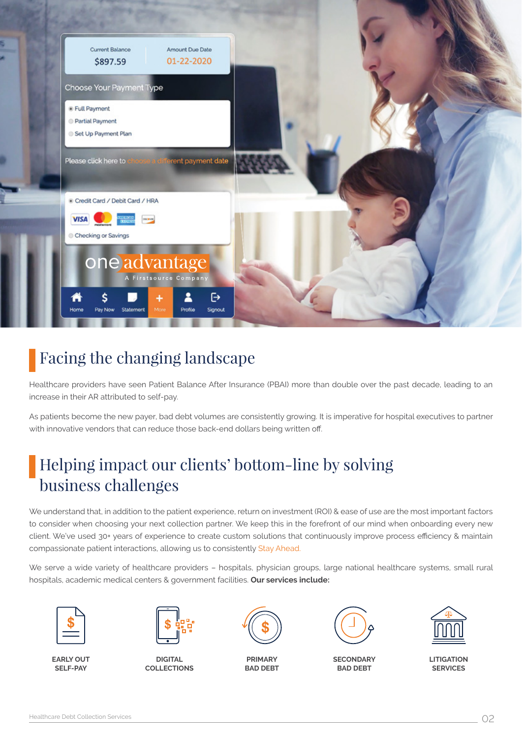## Facing the changing landscape

Healthcare providers have seen Patient Balance After Insurance (PBAI) more than double over the past decade, leading to an increase in their AR attributed to self-pay.

As patients become the new payer, bad debt volumes are consistently growing. It is imperative for hospital executives to partner with innovative vendors that can reduce those back-end dollars being written off.

## Helping impact our clients' bottom-line by solving business challenges

We understand that, in addition to the patient experience, return on investment (ROI) & ease of use are the most important factors to consider when choosing your next collection partner. We keep this in the forefront of our mind when onboarding every new client. We've used 30+ years of experience to create custom solutions that continuously improve process efficiency & maintain compassionate patient interactions, allowing us to consistently Stay Ahead.

We serve a wide variety of healthcare providers – hospitals, physician groups, large national healthcare systems, small rural hospitals, academic medical centers & government facilities. **Our services include:**

- EARLY OUT SELF-PAY
- DIGITAL COLLECTIONS
- PRIMARY BAD DEBT
- SECONDARY BAD DEBT
- LITIGATION SERVICES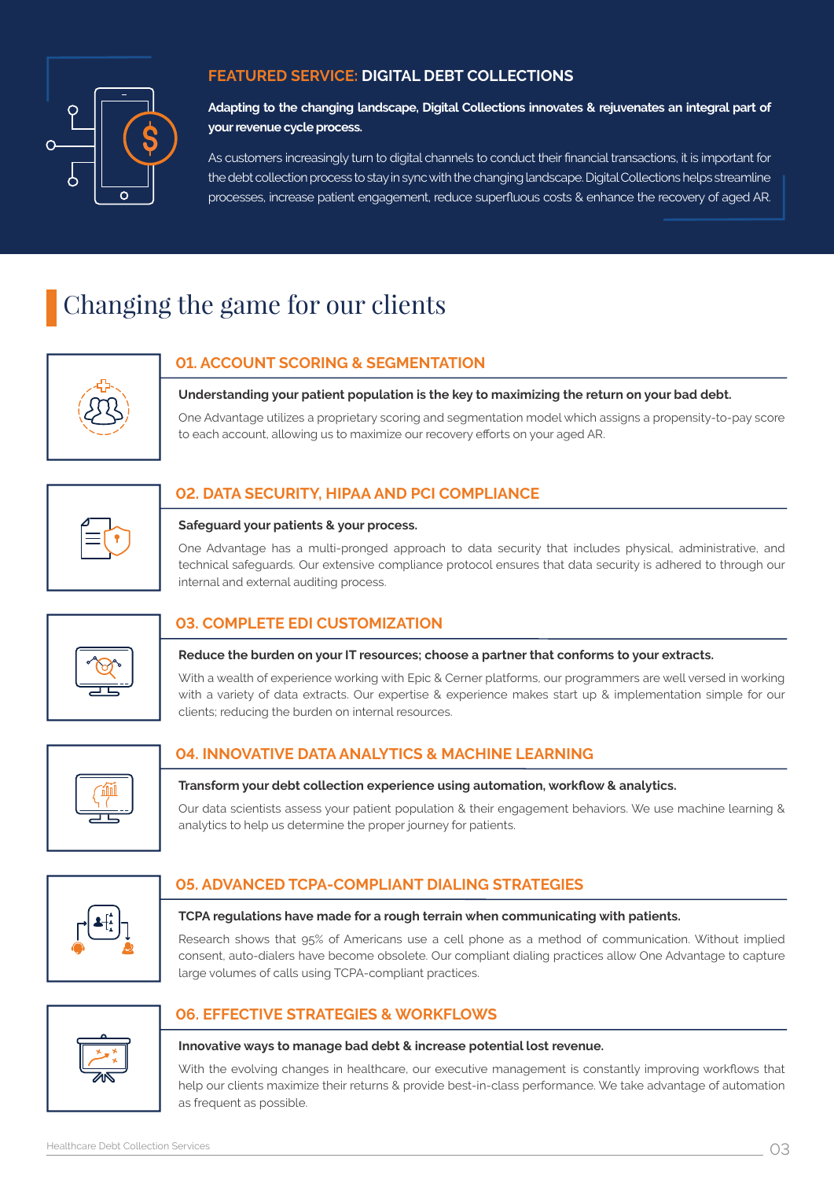## FEATURED SERVICE: DIGITAL DEBT COLLECTIONS

**Adapting to the changing landscape, Digital Collections innovates & rejuvenates an integral part of your revenue cycle process.**

As customers increasingly turn to digital channels to conduct their financial transactions, it is important for the debt collection process to stay in sync with the changing landscape. Digital Collections helps streamline processes, increase patient engagement, reduce superfluous costs & enhance the recovery of aged AR.

# Changing the game for our clients

### 01. ACCOUNT SCORING & SEGMENTATION

**Understanding your patient population is the key to maximizing the return on your bad debt.**

One Advantage utilizes a proprietary scoring and segmentation model which assigns a propensity-to-pay score to each account, allowing us to maximize our recovery efforts on your aged AR.

### 02. DATA SECURITY, HIPAA AND PCI COMPLIANCE

**Safeguard your patients & your process.**

One Advantage has a multi-pronged approach to data security that includes physical, administrative, and technical safeguards. Our extensive compliance protocol ensures that data security is adhered to through our internal and external auditing process.

### 03. COMPLETE EDI CUSTOMIZATION

**Reduce the burden on your IT resources; choose a partner that conforms to your extracts.**

With a wealth of experience working with Epic & Cerner platforms, our programmers are well versed in working with a variety of data extracts. Our expertise & experience makes start up & implementation simple for our clients; reducing the burden on internal resources.

### 04. INNOVATIVE DATA ANALYTICS & MACHINE LEARNING

**Transform your debt collection experience using automation, workflow & analytics.**

Our data scientists assess your patient population & their engagement behaviors. We use machine learning & analytics to help us determine the proper journey for patients.

### 05. ADVANCED TCPA-COMPLIANT DIALING STRATEGIES

**TCPA regulations have made for a rough terrain when communicating with patients.**

Research shows that 95% of Americans use a cell phone as a method of communication. Without implied consent, auto-dialers have become obsolete. Our compliant dialing practices allow One Advantage to capture large volumes of calls using TCPA-compliant practices.

### 06. EFFECTIVE STRATEGIES & WORKFLOWS

**Innovative ways to manage bad debt & increase potential lost revenue.**

With the evolving changes in healthcare, our executive management is constantly improving workflows that help our clients maximize their returns & provide best-in-class performance. We take advantage of automation as frequent as possible.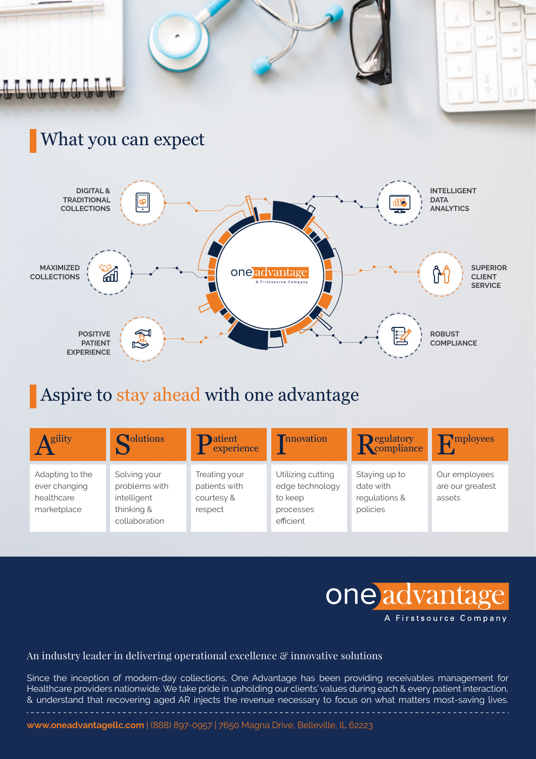## What you can expect

DIGITAL & TRADITIONAL COLLECTIONS

MAXIMIZED COLLECTIONS

POSITIVE PATIENT EXPERIENCE

one advantage
A Firstsource Company

INTELLIGENT DATA ANALYTICS

SUPERIOR CLIENT SERVICE

ROBUST COMPLIANCE

## Aspire to stay ahead with one advantage

| Agility | Solutions | Patient experience | Innovation | Regulatory compliance | Employees |
|---|---|---|---|---|---|
| Adapting to the ever changing healthcare marketplace | Solving your problems with intelligent thinking & collaboration | Treating your patients with courtesy & respect | Utilizing cutting edge technology to keep processes efficient | Staying up to date with regulations & policies | Our employees are our greatest assets |

one advantage
A Firstsource Company

### An industry leader in delivering operational excellence & innovative solutions

Since the inception of modern-day collections, One Advantage has been providing receivables management for Healthcare providers nationwide. We take pride in upholding our clients' values during each & every patient interaction, & understand that recovering aged AR injects the revenue necessary to focus on what matters most-saving lives.

**www.oneadvantagellc.com** | (888) 897-0957 | 7650 Magna Drive, Belleville, IL 62223